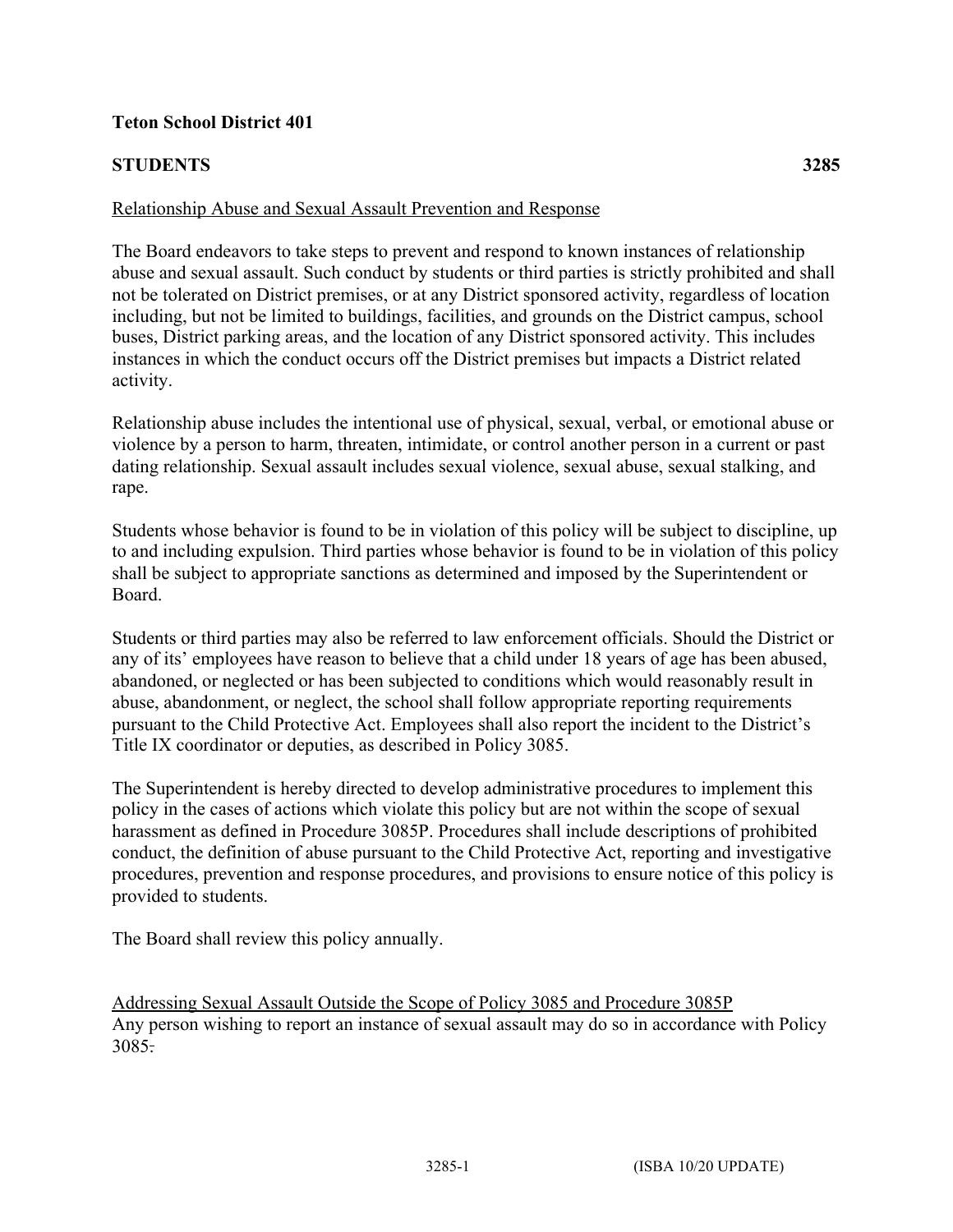**Teton School District 401**

**STUDENTS 3285**

Relationship Abuse and Sexual Assault Prevention and Response

The Board endeavors to take steps to prevent and respond to known instances of relationship abuse and sexual assault. Such conduct by students or third parties is strictly prohibited and shall not be tolerated on District premises, or at any District sponsored activity, regardless of location including, but not be limited to buildings, facilities, and grounds on the District campus, school buses, District parking areas, and the location of any District sponsored activity. This includes instances in which the conduct occurs off the District premises but impacts a District related activity.

Relationship abuse includes the intentional use of physical, sexual, verbal, or emotional abuse or violence by a person to harm, threaten, intimidate, or control another person in a current or past dating relationship. Sexual assault includes sexual violence, sexual abuse, sexual stalking, and rape.

Students whose behavior is found to be in violation of this policy will be subject to discipline, up to and including expulsion. Third parties whose behavior is found to be in violation of this policy shall be subject to appropriate sanctions as determined and imposed by the Superintendent or Board.

Students or third parties may also be referred to law enforcement officials. Should the District or any of its' employees have reason to believe that a child under 18 years of age has been abused, abandoned, or neglected or has been subjected to conditions which would reasonably result in abuse, abandonment, or neglect, the school shall follow appropriate reporting requirements pursuant to the Child Protective Act. Employees shall also report the incident to the District's Title IX coordinator or deputies, as described in Policy 3085.

The Superintendent is hereby directed to develop administrative procedures to implement this policy in the cases of actions which violate this policy but are not within the scope of sexual harassment as defined in Procedure 3085P. Procedures shall include descriptions of prohibited conduct, the definition of abuse pursuant to the Child Protective Act, reporting and investigative procedures, prevention and response procedures, and provisions to ensure notice of this policy is provided to students.

The Board shall review this policy annually.

Addressing Sexual Assault Outside the Scope of Policy 3085 and Procedure 3085P
Any person wishing to report an instance of sexual assault may do so in accordance with Policy 3085.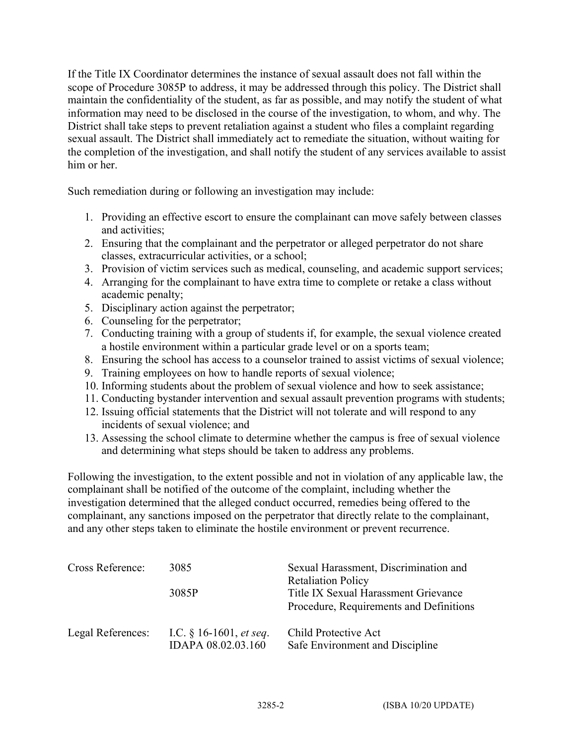If the Title IX Coordinator determines the instance of sexual assault does not fall within the scope of Procedure 3085P to address, it may be addressed through this policy. The District shall maintain the confidentiality of the student, as far as possible, and may notify the student of what information may need to be disclosed in the course of the investigation, to whom, and why. The District shall take steps to prevent retaliation against a student who files a complaint regarding sexual assault. The District shall immediately act to remediate the situation, without waiting for the completion of the investigation, and shall notify the student of any services available to assist him or her.

Such remediation during or following an investigation may include:

1. Providing an effective escort to ensure the complainant can move safely between classes and activities;
2. Ensuring that the complainant and the perpetrator or alleged perpetrator do not share classes, extracurricular activities, or a school;
3. Provision of victim services such as medical, counseling, and academic support services;
4. Arranging for the complainant to have extra time to complete or retake a class without academic penalty;
5. Disciplinary action against the perpetrator;
6. Counseling for the perpetrator;
7. Conducting training with a group of students if, for example, the sexual violence created a hostile environment within a particular grade level or on a sports team;
8. Ensuring the school has access to a counselor trained to assist victims of sexual violence;
9. Training employees on how to handle reports of sexual violence;
10. Informing students about the problem of sexual violence and how to seek assistance;
11. Conducting bystander intervention and sexual assault prevention programs with students;
12. Issuing official statements that the District will not tolerate and will respond to any incidents of sexual violence; and
13. Assessing the school climate to determine whether the campus is free of sexual violence and determining what steps should be taken to address any problems.

Following the investigation, to the extent possible and not in violation of any applicable law, the complainant shall be notified of the outcome of the complaint, including whether the investigation determined that the alleged conduct occurred, remedies being offered to the complainant, any sanctions imposed on the perpetrator that directly relate to the complainant, and any other steps taken to eliminate the hostile environment or prevent recurrence.

| | | |
|---|---|---|
| Cross Reference: | 3085 | Sexual Harassment, Discrimination and Retaliation Policy |
| | 3085P | Title IX Sexual Harassment Grievance Procedure, Requirements and Definitions |
| Legal References: | I.C. § 16-1601, *et seq*. | Child Protective Act |
| | IDAPA 08.02.03.160 | Safe Environment and Discipline |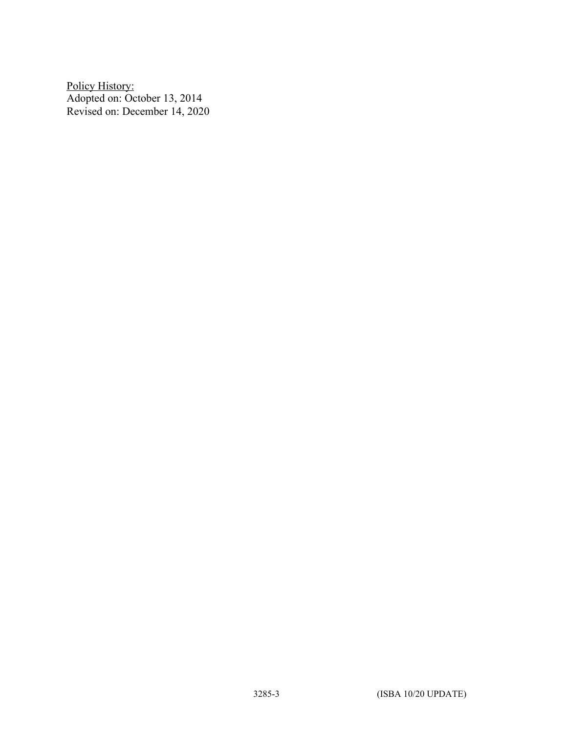Policy History:
Adopted on: October 13, 2014
Revised on: December 14, 2020